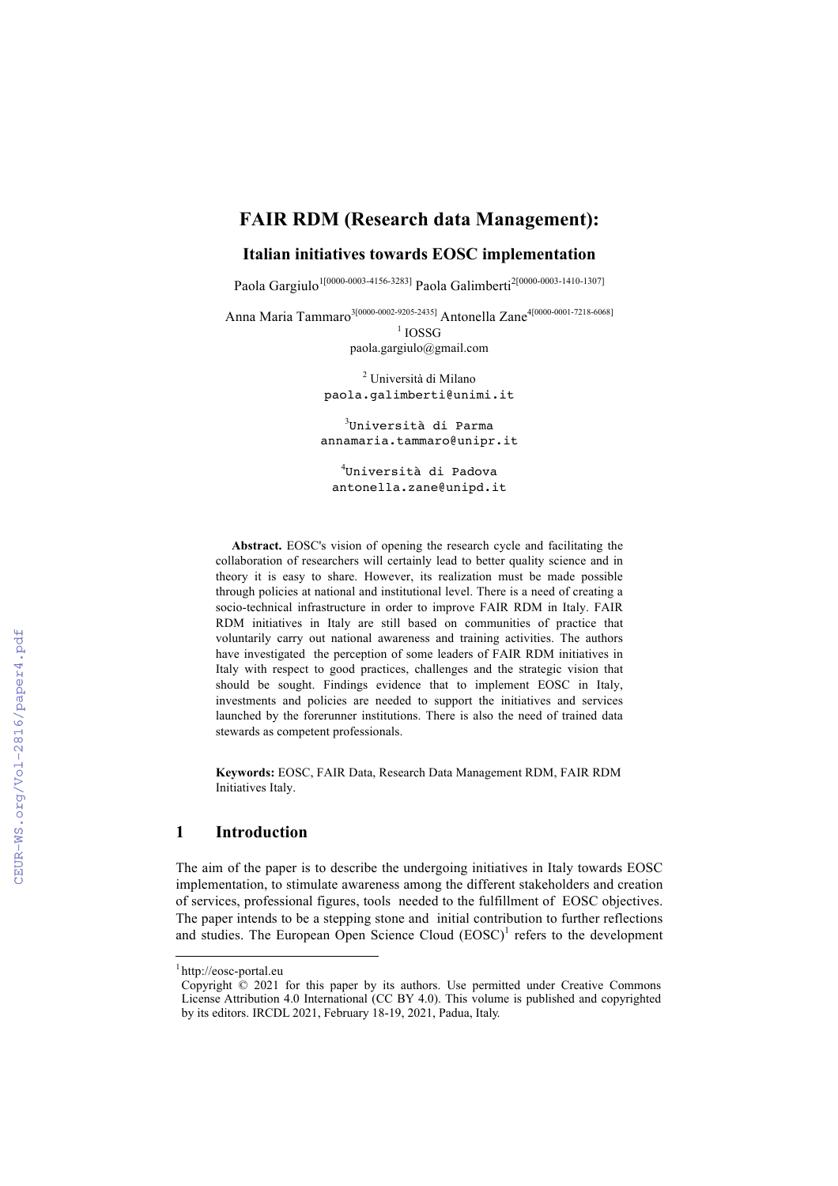# FAIR RDM (Research data Management):

## Italian initiatives towards EOSC implementation

Paola Gargiulo[1[0000-0003-4156-3283]] Paola Galimberti[2[0000-0003-1410-1307]]

Anna Maria Tammaro[3[0000-0002-9205-2435]] Antonella Zane[4[0000-0001-7218-6068]]

[1] IOSSG
paola.gargiulo@gmail.com

[2] Università di Milano
paola.galimberti@unimi.it

[3] Università di Parma
annamaria.tammaro@unipr.it

[4] Università di Padova
antonella.zane@unipd.it

**Abstract.** EOSC's vision of opening the research cycle and facilitating the collaboration of researchers will certainly lead to better quality science and in theory it is easy to share. However, its realization must be made possible through policies at national and institutional level. There is a need of creating a socio-technical infrastructure in order to improve FAIR RDM in Italy. FAIR RDM initiatives in Italy are still based on communities of practice that voluntarily carry out national awareness and training activities. The authors have investigated the perception of some leaders of FAIR RDM initiatives in Italy with respect to good practices, challenges and the strategic vision that should be sought. Findings evidence that to implement EOSC in Italy, investments and policies are needed to support the initiatives and services launched by the forerunner institutions. There is also the need of trained data stewards as competent professionals.

**Keywords:** EOSC, FAIR Data, Research Data Management RDM, FAIR RDM Initiatives Italy.

## 1 Introduction

The aim of the paper is to describe the undergoing initiatives in Italy towards EOSC implementation, to stimulate awareness among the different stakeholders and creation of services, professional figures, tools needed to the fulfillment of EOSC objectives. The paper intends to be a stepping stone and initial contribution to further reflections and studies. The European Open Science Cloud (EOSC)[1] refers to the development

[1] http://eosc-portal.eu

Copyright © 2021 for this paper by its authors. Use permitted under Creative Commons License Attribution 4.0 International (CC BY 4.0). This volume is published and copyrighted by its editors. IRCDL 2021, February 18-19, 2021, Padua, Italy.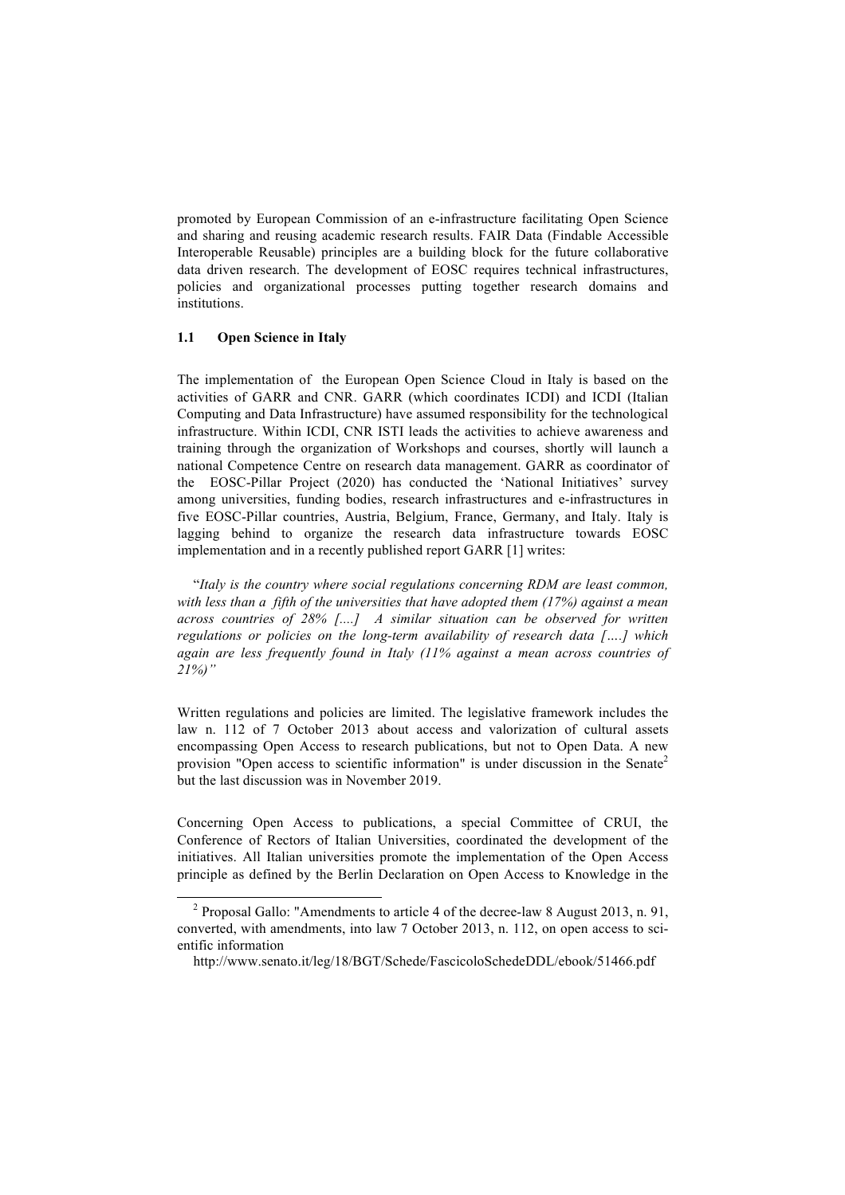promoted by European Commission of an e-infrastructure facilitating Open Science and sharing and reusing academic research results. FAIR Data (Findable Accessible Interoperable Reusable) principles are a building block for the future collaborative data driven research. The development of EOSC requires technical infrastructures, policies and organizational processes putting together research domains and institutions.

### 1.1 Open Science in Italy

The implementation of the European Open Science Cloud in Italy is based on the activities of GARR and CNR. GARR (which coordinates ICDI) and ICDI (Italian Computing and Data Infrastructure) have assumed responsibility for the technological infrastructure. Within ICDI, CNR ISTI leads the activities to achieve awareness and training through the organization of Workshops and courses, shortly will launch a national Competence Centre on research data management. GARR as coordinator of the EOSC-Pillar Project (2020) has conducted the 'National Initiatives' survey among universities, funding bodies, research infrastructures and e-infrastructures in five EOSC-Pillar countries, Austria, Belgium, France, Germany, and Italy. Italy is lagging behind to organize the research data infrastructure towards EOSC implementation and in a recently published report GARR [1] writes:

"*Italy is the country where social regulations concerning RDM are least common, with less than a fifth of the universities that have adopted them (17%) against a mean across countries of 28% [....] A similar situation can be observed for written regulations or policies on the long-term availability of research data [….] which again are less frequently found in Italy (11% against a mean across countries of 21%)"*

Written regulations and policies are limited. The legislative framework includes the law n. 112 of 7 October 2013 about access and valorization of cultural assets encompassing Open Access to research publications, but not to Open Data. A new provision "Open access to scientific information" is under discussion in the Senate[2] but the last discussion was in November 2019.

Concerning Open Access to publications, a special Committee of CRUI, the Conference of Rectors of Italian Universities, coordinated the development of the initiatives. All Italian universities promote the implementation of the Open Access principle as defined by the Berlin Declaration on Open Access to Knowledge in the

[2] Proposal Gallo: "Amendments to article 4 of the decree-law 8 August 2013, n. 91, converted, with amendments, into law 7 October 2013, n. 112, on open access to scientific information

http://www.senato.it/leg/18/BGT/Schede/FascicoloSchedeDDL/ebook/51466.pdf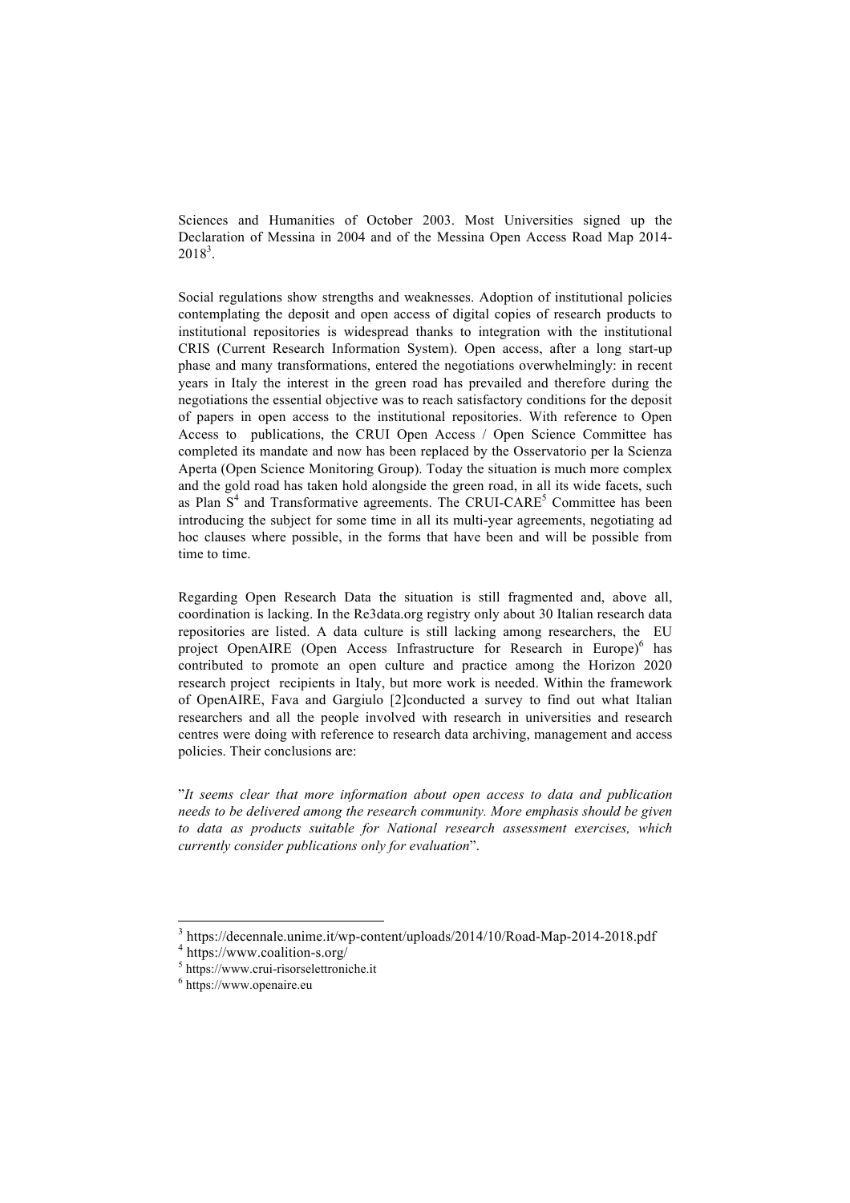Sciences and Humanities of October 2003. Most Universities signed up the Declaration of Messina in 2004 and of the Messina Open Access Road Map 2014-2018[3].

Social regulations show strengths and weaknesses. Adoption of institutional policies contemplating the deposit and open access of digital copies of research products to institutional repositories is widespread thanks to integration with the institutional CRIS (Current Research Information System). Open access, after a long start-up phase and many transformations, entered the negotiations overwhelmingly: in recent years in Italy the interest in the green road has prevailed and therefore during the negotiations the essential objective was to reach satisfactory conditions for the deposit of papers in open access to the institutional repositories. With reference to Open Access to publications, the CRUI Open Access / Open Science Committee has completed its mandate and now has been replaced by the Osservatorio per la Scienza Aperta (Open Science Monitoring Group). Today the situation is much more complex and the gold road has taken hold alongside the green road, in all its wide facets, such as Plan S[4] and Transformative agreements. The CRUI-CARE[5] Committee has been introducing the subject for some time in all its multi-year agreements, negotiating ad hoc clauses where possible, in the forms that have been and will be possible from time to time.

Regarding Open Research Data the situation is still fragmented and, above all, coordination is lacking. In the Re3data.org registry only about 30 Italian research data repositories are listed. A data culture is still lacking among researchers, the EU project OpenAIRE (Open Access Infrastructure for Research in Europe)[6] has contributed to promote an open culture and practice among the Horizon 2020 research project recipients in Italy, but more work is needed. Within the framework of OpenAIRE, Fava and Gargiulo [2]conducted a survey to find out what Italian researchers and all the people involved with research in universities and research centres were doing with reference to research data archiving, management and access policies. Their conclusions are:

"*It seems clear that more information about open access to data and publication needs to be delivered among the research community. More emphasis should be given to data as products suitable for National research assessment exercises, which currently consider publications only for evaluation*".

---

[3] https://decennale.unime.it/wp-content/uploads/2014/10/Road-Map-2014-2018.pdf

[4] https://www.coalition-s.org/

[5] https://www.crui-risorselettroniche.it

[6] https://www.openaire.eu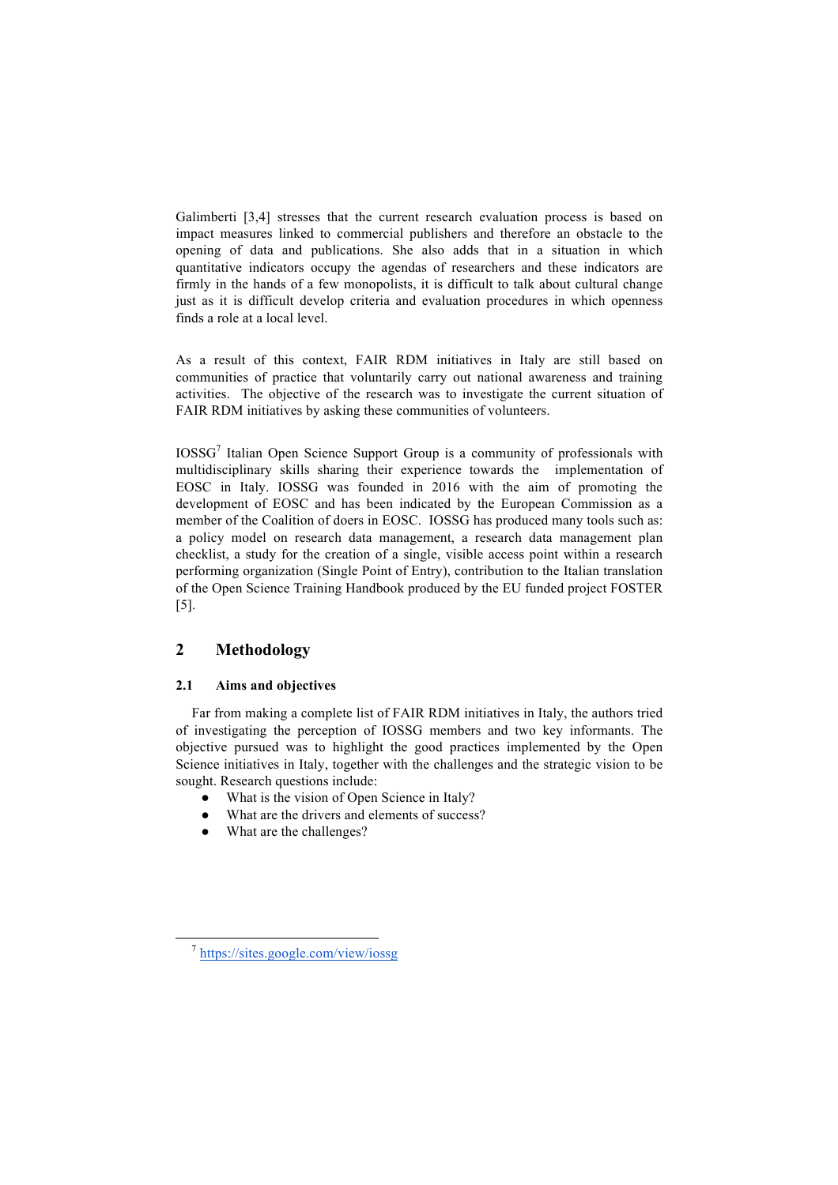Galimberti [3,4] stresses that the current research evaluation process is based on impact measures linked to commercial publishers and therefore an obstacle to the opening of data and publications. She also adds that in a situation in which quantitative indicators occupy the agendas of researchers and these indicators are firmly in the hands of a few monopolists, it is difficult to talk about cultural change just as it is difficult develop criteria and evaluation procedures in which openness finds a role at a local level.

As a result of this context, FAIR RDM initiatives in Italy are still based on communities of practice that voluntarily carry out national awareness and training activities. The objective of the research was to investigate the current situation of FAIR RDM initiatives by asking these communities of volunteers.

IOSSG[7] Italian Open Science Support Group is a community of professionals with multidisciplinary skills sharing their experience towards the implementation of EOSC in Italy. IOSSG was founded in 2016 with the aim of promoting the development of EOSC and has been indicated by the European Commission as a member of the Coalition of doers in EOSC. IOSSG has produced many tools such as: a policy model on research data management, a research data management plan checklist, a study for the creation of a single, visible access point within a research performing organization (Single Point of Entry), contribution to the Italian translation of the Open Science Training Handbook produced by the EU funded project FOSTER [5].

## 2 Methodology

### 2.1 Aims and objectives

Far from making a complete list of FAIR RDM initiatives in Italy, the authors tried of investigating the perception of IOSSG members and two key informants. The objective pursued was to highlight the good practices implemented by the Open Science initiatives in Italy, together with the challenges and the strategic vision to be sought. Research questions include:

- What is the vision of Open Science in Italy?
- What are the drivers and elements of success?
- What are the challenges?

[7] https://sites.google.com/view/iossg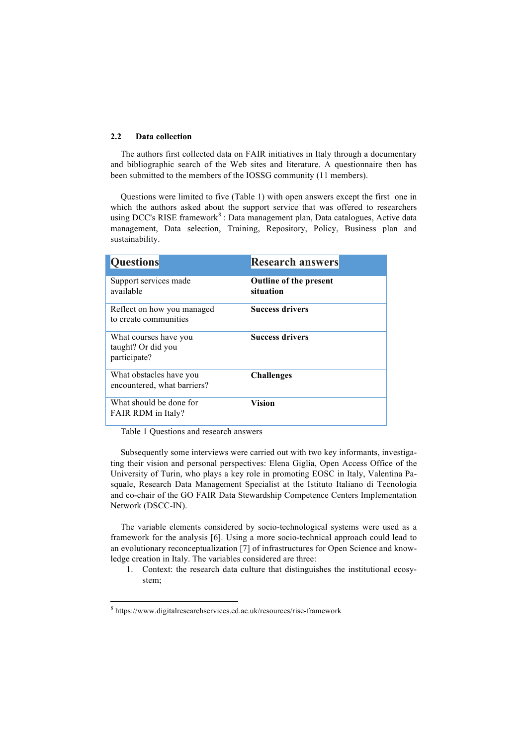### 2.2 Data collection

The authors first collected data on FAIR initiatives in Italy through a documentary and bibliographic search of the Web sites and literature. A questionnaire then has been submitted to the members of the IOSSG community (11 members).

Questions were limited to five (Table 1) with open answers except the first one in which the authors asked about the support service that was offered to researchers using DCC's RISE framework[8] : Data management plan, Data catalogues, Active data management, Data selection, Training, Repository, Policy, Business plan and sustainability.

| Questions | Research answers |
|---|---|
| Support services made available | **Outline of the present situation** |
| Reflect on how you managed to create communities | **Success drivers** |
| What courses have you taught? Or did you participate? | **Success drivers** |
| What obstacles have you encountered, what barriers? | **Challenges** |
| What should be done for FAIR RDM in Italy? | **Vision** |

Table 1 Questions and research answers

Subsequently some interviews were carried out with two key informants, investigating their vision and personal perspectives: Elena Giglia, Open Access Office of the University of Turin, who plays a key role in promoting EOSC in Italy, Valentina Pasquale, Research Data Management Specialist at the Istituto Italiano di Tecnologia and co-chair of the GO FAIR Data Stewardship Competence Centers Implementation Network (DSCC-IN).

The variable elements considered by socio-technological systems were used as a framework for the analysis [6]. Using a more socio-technical approach could lead to an evolutionary reconceptualization [7] of infrastructures for Open Science and knowledge creation in Italy. The variables considered are three:

1. Context: the research data culture that distinguishes the institutional ecosystem;

[8] https://www.digitalresearchservices.ed.ac.uk/resources/rise-framework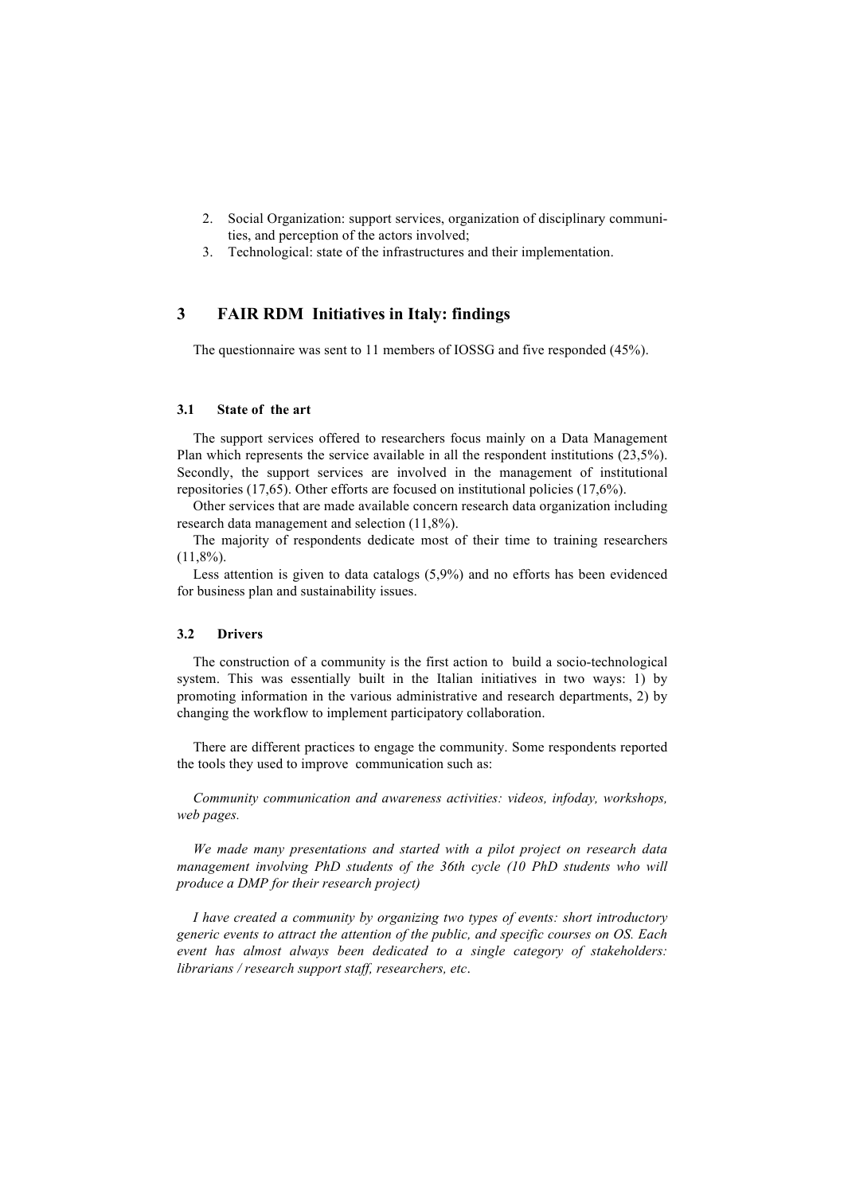2. Social Organization: support services, organization of disciplinary communities, and perception of the actors involved;
3. Technological: state of the infrastructures and their implementation.

## 3 FAIR RDM Initiatives in Italy: findings

The questionnaire was sent to 11 members of IOSSG and five responded (45%).

### 3.1 State of the art

The support services offered to researchers focus mainly on a Data Management Plan which represents the service available in all the respondent institutions (23,5%). Secondly, the support services are involved in the management of institutional repositories (17,65). Other efforts are focused on institutional policies (17,6%).

Other services that are made available concern research data organization including research data management and selection (11,8%).

The majority of respondents dedicate most of their time to training researchers (11,8%).

Less attention is given to data catalogs (5,9%) and no efforts has been evidenced for business plan and sustainability issues.

### 3.2 Drivers

The construction of a community is the first action to build a socio-technological system. This was essentially built in the Italian initiatives in two ways: 1) by promoting information in the various administrative and research departments, 2) by changing the workflow to implement participatory collaboration.

There are different practices to engage the community. Some respondents reported the tools they used to improve communication such as:

*Community communication and awareness activities: videos, infoday, workshops, web pages.*

*We made many presentations and started with a pilot project on research data management involving PhD students of the 36th cycle (10 PhD students who will produce a DMP for their research project)*

*I have created a community by organizing two types of events: short introductory generic events to attract the attention of the public, and specific courses on OS. Each event has almost always been dedicated to a single category of stakeholders: librarians / research support staff, researchers, etc.*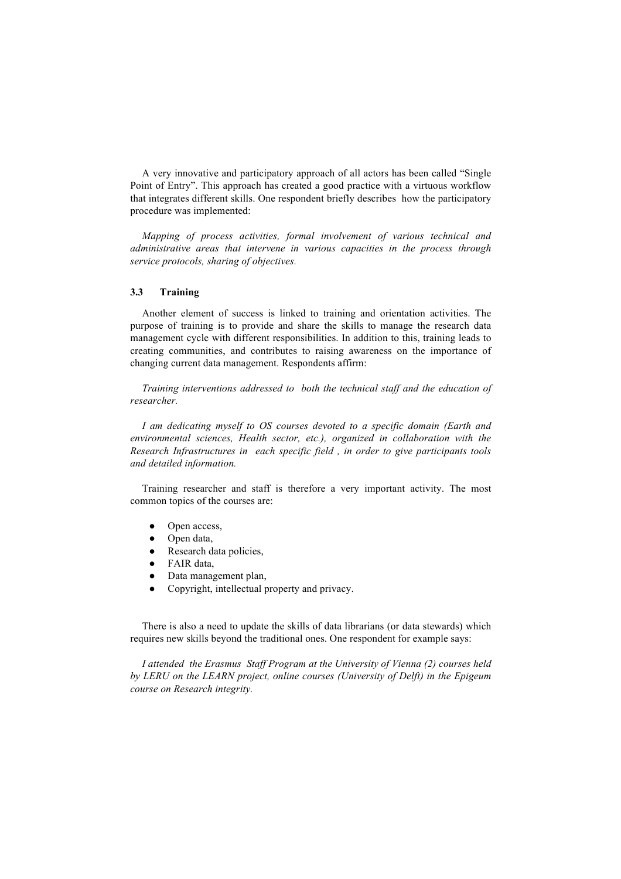A very innovative and participatory approach of all actors has been called "Single Point of Entry". This approach has created a good practice with a virtuous workflow that integrates different skills. One respondent briefly describes how the participatory procedure was implemented:

*Mapping of process activities, formal involvement of various technical and administrative areas that intervene in various capacities in the process through service protocols, sharing of objectives.*

### 3.3 Training

Another element of success is linked to training and orientation activities. The purpose of training is to provide and share the skills to manage the research data management cycle with different responsibilities. In addition to this, training leads to creating communities, and contributes to raising awareness on the importance of changing current data management. Respondents affirm:

*Training interventions addressed to both the technical staff and the education of researcher.*

*I am dedicating myself to OS courses devoted to a specific domain (Earth and environmental sciences, Health sector, etc.), organized in collaboration with the Research Infrastructures in each specific field , in order to give participants tools and detailed information.*

Training researcher and staff is therefore a very important activity. The most common topics of the courses are:

- Open access,
- Open data,
- Research data policies,
- FAIR data,
- Data management plan,
- Copyright, intellectual property and privacy.

There is also a need to update the skills of data librarians (or data stewards) which requires new skills beyond the traditional ones. One respondent for example says:

*I attended the Erasmus Staff Program at the University of Vienna (2) courses held by LERU on the LEARN project, online courses (University of Delft) in the Epigeum course on Research integrity.*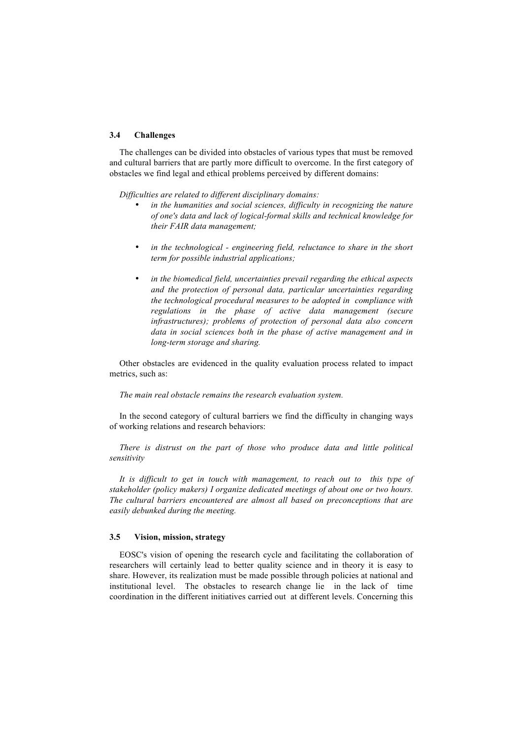### 3.4 Challenges

The challenges can be divided into obstacles of various types that must be removed and cultural barriers that are partly more difficult to overcome. In the first category of obstacles we find legal and ethical problems perceived by different domains:

*Difficulties are related to different disciplinary domains:*

- *in the humanities and social sciences, difficulty in recognizing the nature of one's data and lack of logical-formal skills and technical knowledge for their FAIR data management;*
- *in the technological - engineering field, reluctance to share in the short term for possible industrial applications;*
- *in the biomedical field, uncertainties prevail regarding the ethical aspects and the protection of personal data, particular uncertainties regarding the technological procedural measures to be adopted in compliance with regulations in the phase of active data management (secure infrastructures); problems of protection of personal data also concern data in social sciences both in the phase of active management and in long-term storage and sharing.*

Other obstacles are evidenced in the quality evaluation process related to impact metrics, such as:

*The main real obstacle remains the research evaluation system.*

In the second category of cultural barriers we find the difficulty in changing ways of working relations and research behaviors:

*There is distrust on the part of those who produce data and little political sensitivity*

*It is difficult to get in touch with management, to reach out to this type of stakeholder (policy makers) I organize dedicated meetings of about one or two hours. The cultural barriers encountered are almost all based on preconceptions that are easily debunked during the meeting.*

### 3.5 Vision, mission, strategy

EOSC's vision of opening the research cycle and facilitating the collaboration of researchers will certainly lead to better quality science and in theory it is easy to share. However, its realization must be made possible through policies at national and institutional level. The obstacles to research change lie in the lack of time coordination in the different initiatives carried out at different levels. Concerning this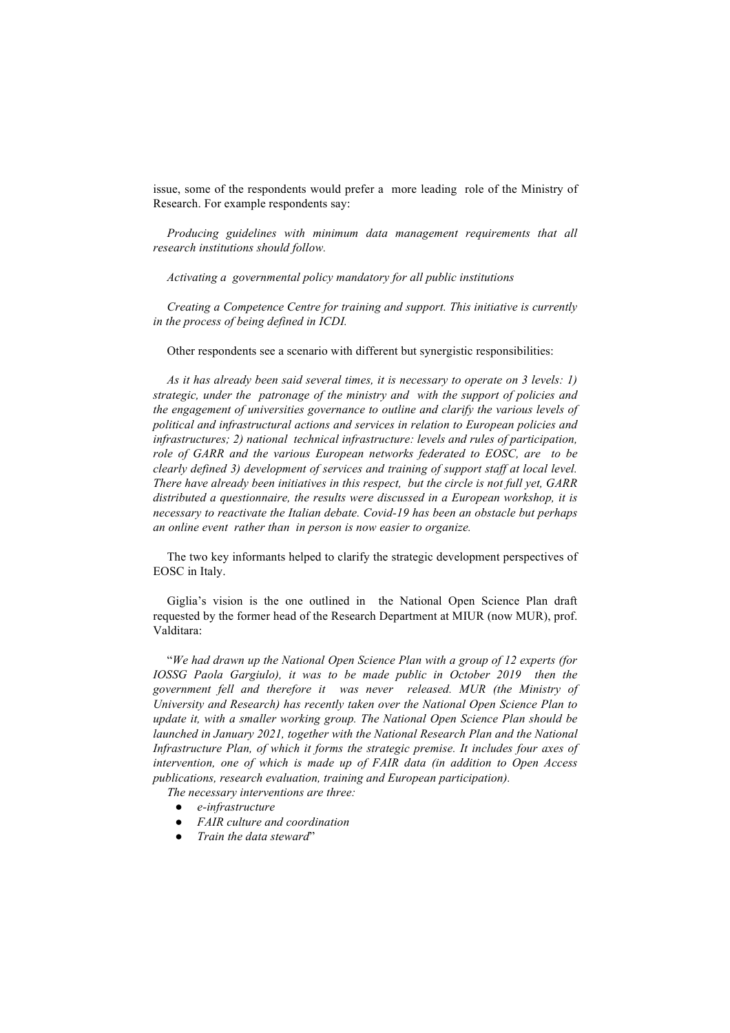issue, some of the respondents would prefer a more leading role of the Ministry of Research. For example respondents say:

*Producing guidelines with minimum data management requirements that all research institutions should follow.*

*Activating a governmental policy mandatory for all public institutions*

*Creating a Competence Centre for training and support. This initiative is currently in the process of being defined in ICDI.*

Other respondents see a scenario with different but synergistic responsibilities:

*As it has already been said several times, it is necessary to operate on 3 levels: 1) strategic, under the patronage of the ministry and with the support of policies and the engagement of universities governance to outline and clarify the various levels of political and infrastructural actions and services in relation to European policies and infrastructures; 2) national technical infrastructure: levels and rules of participation, role of GARR and the various European networks federated to EOSC, are to be clearly defined 3) development of services and training of support staff at local level. There have already been initiatives in this respect, but the circle is not full yet, GARR distributed a questionnaire, the results were discussed in a European workshop, it is necessary to reactivate the Italian debate. Covid-19 has been an obstacle but perhaps an online event rather than in person is now easier to organize.*

The two key informants helped to clarify the strategic development perspectives of EOSC in Italy.

Giglia's vision is the one outlined in the National Open Science Plan draft requested by the former head of the Research Department at MIUR (now MUR), prof. Valditara:

"*We had drawn up the National Open Science Plan with a group of 12 experts (for IOSSG Paola Gargiulo), it was to be made public in October 2019 then the government fell and therefore it was never released. MUR (the Ministry of University and Research) has recently taken over the National Open Science Plan to update it, with a smaller working group. The National Open Science Plan should be launched in January 2021, together with the National Research Plan and the National Infrastructure Plan, of which it forms the strategic premise. It includes four axes of intervention, one of which is made up of FAIR data (in addition to Open Access publications, research evaluation, training and European participation).*

*The necessary interventions are three:*

- *e-infrastructure*
- *FAIR culture and coordination*
- *Train the data steward*"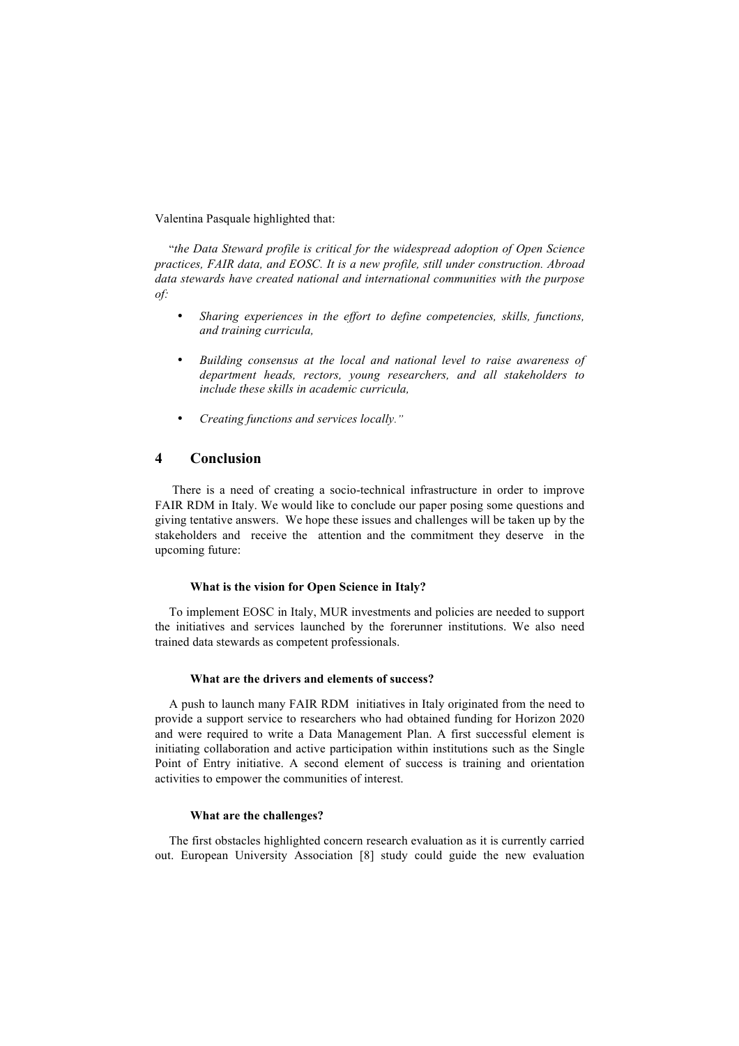Valentina Pasquale highlighted that:

"*the Data Steward profile is critical for the widespread adoption of Open Science practices, FAIR data, and EOSC. It is a new profile, still under construction. Abroad data stewards have created national and international communities with the purpose of:*

- *Sharing experiences in the effort to define competencies, skills, functions, and training curricula,*
- *Building consensus at the local and national level to raise awareness of department heads, rectors, young researchers, and all stakeholders to include these skills in academic curricula,*
- *Creating functions and services locally."*

## 4 Conclusion

There is a need of creating a socio-technical infrastructure in order to improve FAIR RDM in Italy. We would like to conclude our paper posing some questions and giving tentative answers. We hope these issues and challenges will be taken up by the stakeholders and receive the attention and the commitment they deserve in the upcoming future:

**What is the vision for Open Science in Italy?**

To implement EOSC in Italy, MUR investments and policies are needed to support the initiatives and services launched by the forerunner institutions. We also need trained data stewards as competent professionals.

**What are the drivers and elements of success?**

A push to launch many FAIR RDM initiatives in Italy originated from the need to provide a support service to researchers who had obtained funding for Horizon 2020 and were required to write a Data Management Plan. A first successful element is initiating collaboration and active participation within institutions such as the Single Point of Entry initiative. A second element of success is training and orientation activities to empower the communities of interest.

**What are the challenges?**

The first obstacles highlighted concern research evaluation as it is currently carried out. European University Association [8] study could guide the new evaluation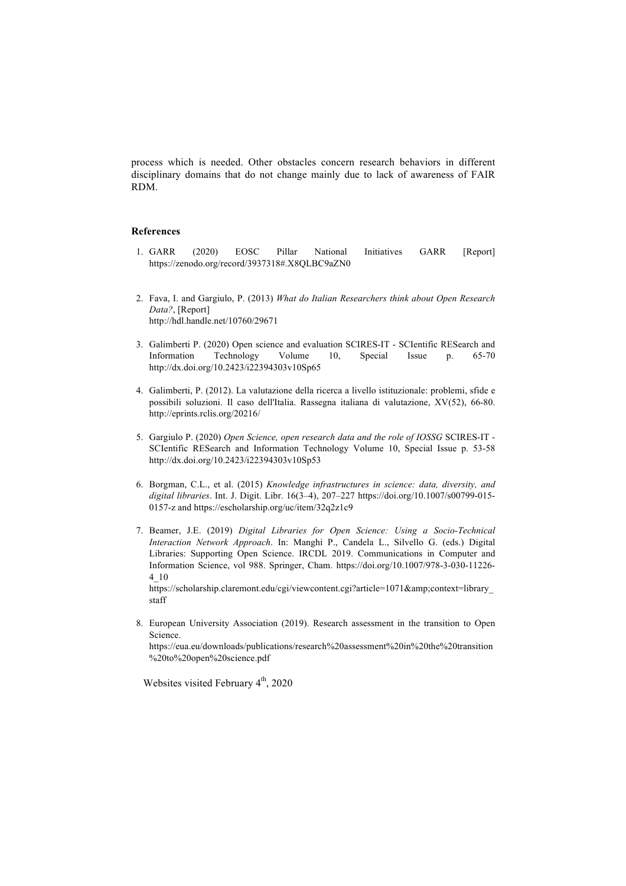process which is needed. Other obstacles concern research behaviors in different disciplinary domains that do not change mainly due to lack of awareness of FAIR RDM.

## References

1. GARR (2020) EOSC Pillar National Initiatives GARR [Report] https://zenodo.org/record/3937318#.X8QLBC9aZN0

2. Fava, I. and Gargiulo, P. (2013) *What do Italian Researchers think about Open Research Data?*, [Report] http://hdl.handle.net/10760/29671

3. Galimberti P. (2020) Open science and evaluation SCIRES-IT - SCIentific RESearch and Information Technology Volume 10, Special Issue p. 65-70 http://dx.doi.org/10.2423/i22394303v10Sp65

4. Galimberti, P. (2012). La valutazione della ricerca a livello istituzionale: problemi, sfide e possibili soluzioni. Il caso dell'Italia. Rassegna italiana di valutazione, XV(52), 66-80. http://eprints.rclis.org/20216/

5. Gargiulo P. (2020) *Open Science, open research data and the role of IOSSG* SCIRES-IT - SCIentific RESearch and Information Technology Volume 10, Special Issue p. 53-58 http://dx.doi.org/10.2423/i22394303v10Sp53

6. Borgman, C.L., et al. (2015) *Knowledge infrastructures in science: data, diversity, and digital libraries*. Int. J. Digit. Libr. 16(3–4), 207–227 https://doi.org/10.1007/s00799-015-0157-z and https://escholarship.org/uc/item/32q2z1c9

7. Beamer, J.E. (2019) *Digital Libraries for Open Science: Using a Socio-Technical Interaction Network Approach*. In: Manghi P., Candela L., Silvello G. (eds.) Digital Libraries: Supporting Open Science. IRCDL 2019. Communications in Computer and Information Science, vol 988. Springer, Cham. https://doi.org/10.1007/978-3-030-11226-4_10 https://scholarship.claremont.edu/cgi/viewcontent.cgi?article=1071&amp;context=library_staff

8. European University Association (2019). Research assessment in the transition to Open Science. https://eua.eu/downloads/publications/research%20assessment%20in%20the%20transition%20to%20open%20science.pdf

Websites visited February 4th, 2020